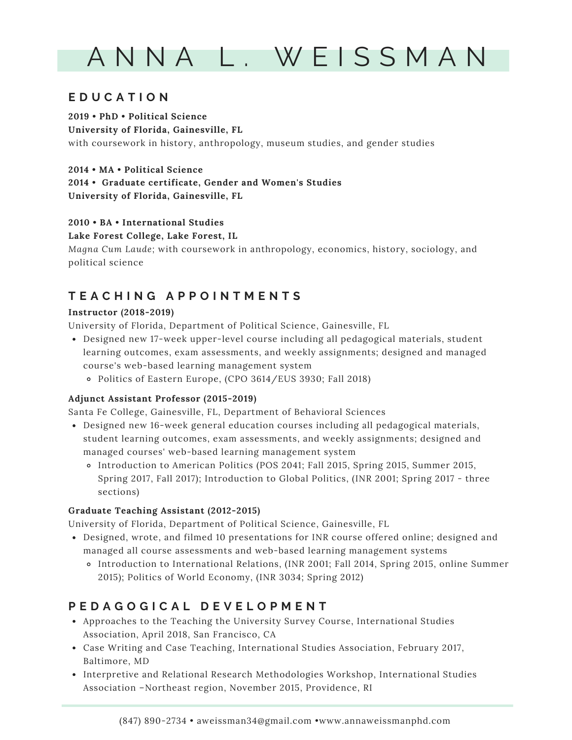# ANNA L. WEISSMAN

## EDUCATION

**2019 • PhD • Political Science**
**University of Florida, Gainesville, FL**
with coursework in history, anthropology, museum studies, and gender studies

**2014 • MA • Political Science**
**2014 • Graduate certificate, Gender and Women's Studies**
**University of Florida, Gainesville, FL**

**2010 • BA • International Studies**
**Lake Forest College, Lake Forest, IL**
*Magna Cum Laude*; with coursework in anthropology, economics, history, sociology, and political science

## TEACHING APPOINTMENTS

**Instructor (2018-2019)**
University of Florida, Department of Political Science, Gainesville, FL

- Designed new 17-week upper-level course including all pedagogical materials, student learning outcomes, exam assessments, and weekly assignments; designed and managed course's web-based learning management system
  - Politics of Eastern Europe, (CPO 3614/EUS 3930; Fall 2018)

**Adjunct Assistant Professor (2015-2019)**
Santa Fe College, Gainesville, FL, Department of Behavioral Sciences

- Designed new 16-week general education courses including all pedagogical materials, student learning outcomes, exam assessments, and weekly assignments; designed and managed courses' web-based learning management system
  - Introduction to American Politics (POS 2041; Fall 2015, Spring 2015, Summer 2015, Spring 2017, Fall 2017); Introduction to Global Politics, (INR 2001; Spring 2017 - three sections)

**Graduate Teaching Assistant (2012-2015)**
University of Florida, Department of Political Science, Gainesville, FL

- Designed, wrote, and filmed 10 presentations for INR course offered online; designed and managed all course assessments and web-based learning management systems
  - Introduction to International Relations, (INR 2001; Fall 2014, Spring 2015, online Summer 2015); Politics of World Economy, (INR 3034; Spring 2012)

## PEDAGOGICAL DEVELOPMENT

- Approaches to the Teaching the University Survey Course, International Studies Association, April 2018, San Francisco, CA
- Case Writing and Case Teaching, International Studies Association, February 2017, Baltimore, MD
- Interpretive and Relational Research Methodologies Workshop, International Studies Association –Northeast region, November 2015, Providence, RI

(847) 890-2734 • aweissman34@gmail.com •www.annaweissmanphd.com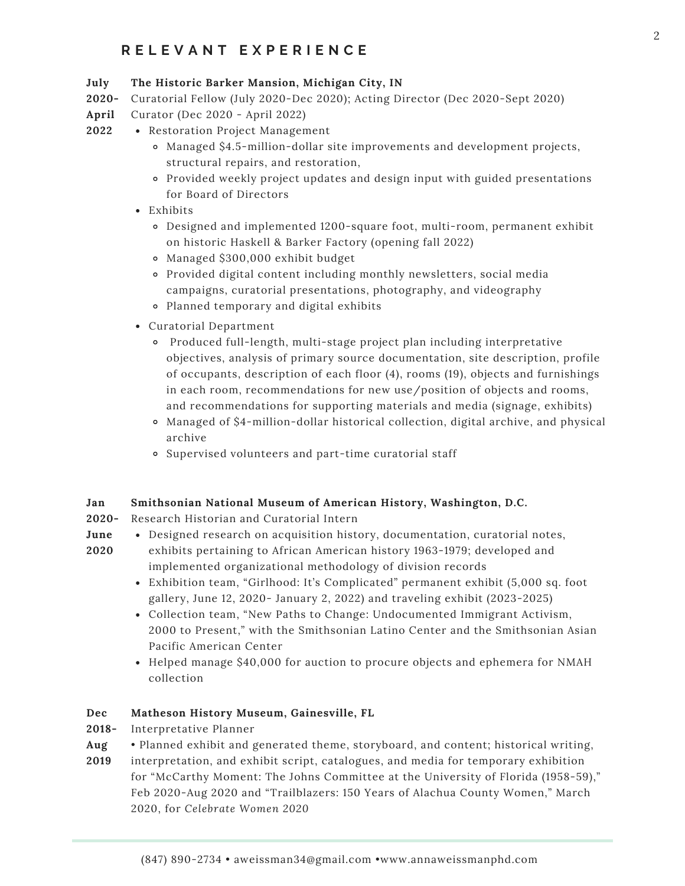## RELEVANT EXPERIENCE

**July 2020- April 2022** **The Historic Barker Mansion, Michigan City, IN**
Curatorial Fellow (July 2020-Dec 2020); Acting Director (Dec 2020-Sept 2020)
Curator (Dec 2020 - April 2022)

- Restoration Project Management
  - Managed $4.5-million-dollar site improvements and development projects, structural repairs, and restoration,
  - Provided weekly project updates and design input with guided presentations for Board of Directors
- Exhibits
  - Designed and implemented 1200-square foot, multi-room, permanent exhibit on historic Haskell & Barker Factory (opening fall 2022)
  - Managed $300,000 exhibit budget
  - Provided digital content including monthly newsletters, social media campaigns, curatorial presentations, photography, and videography
  - Planned temporary and digital exhibits
- Curatorial Department
  - Produced full-length, multi-stage project plan including interpretative objectives, analysis of primary source documentation, site description, profile of occupants, description of each floor (4), rooms (19), objects and furnishings in each room, recommendations for new use/position of objects and rooms, and recommendations for supporting materials and media (signage, exhibits)
  - Managed of $4-million-dollar historical collection, digital archive, and physical archive
  - Supervised volunteers and part-time curatorial staff

**Jan 2020- June 2020** **Smithsonian National Museum of American History, Washington, D.C.**
Research Historian and Curatorial Intern

- Designed research on acquisition history, documentation, curatorial notes, exhibits pertaining to African American history 1963-1979; developed and implemented organizational methodology of division records
- Exhibition team, "Girlhood: It's Complicated" permanent exhibit (5,000 sq. foot gallery, June 12, 2020- January 2, 2022) and traveling exhibit (2023-2025)
- Collection team, "New Paths to Change: Undocumented Immigrant Activism, 2000 to Present," with the Smithsonian Latino Center and the Smithsonian Asian Pacific American Center
- Helped manage $40,000 for auction to procure objects and ephemera for NMAH collection

**Dec 2018- Aug 2019** **Matheson History Museum, Gainesville, FL**
Interpretative Planner

• Planned exhibit and generated theme, storyboard, and content; historical writing, interpretation, and exhibit script, catalogues, and media for temporary exhibition for "McCarthy Moment: The Johns Committee at the University of Florida (1958-59)," Feb 2020-Aug 2020 and "Trailblazers: 150 Years of Alachua County Women," March 2020, for *Celebrate Women 2020*

(847) 890-2734 • aweissman34@gmail.com •www.annaweissmanphd.com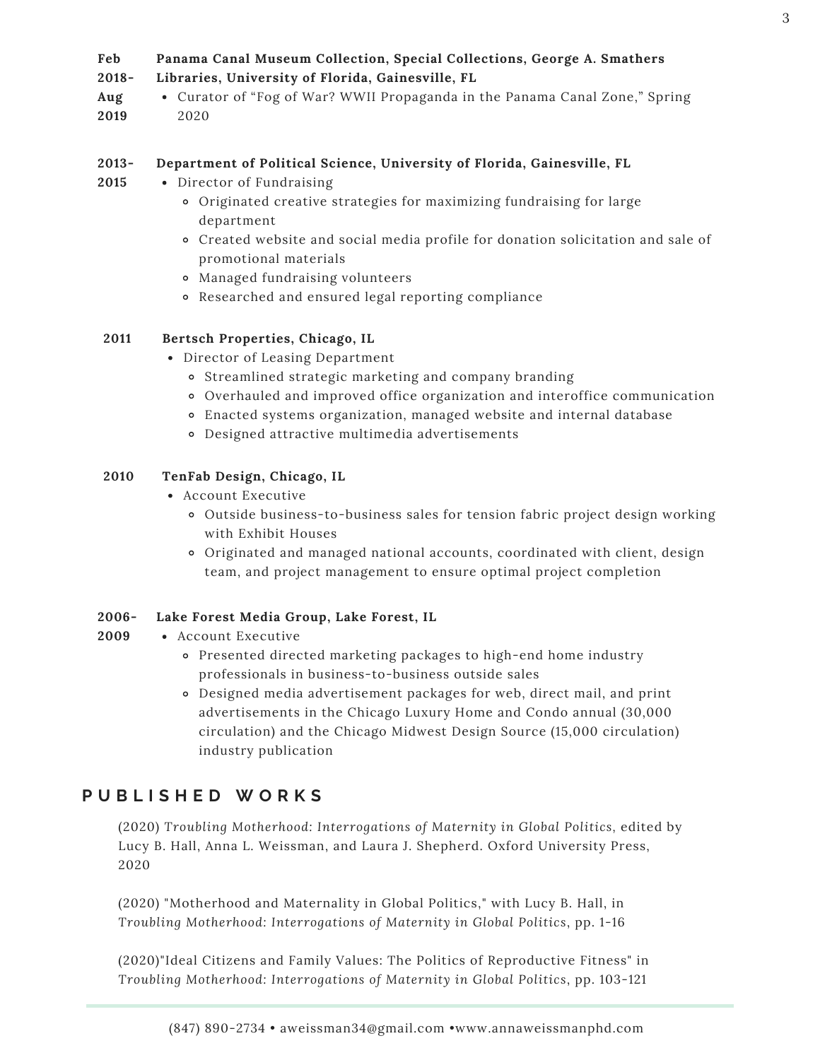**Feb 2018–Aug 2019** **Panama Canal Museum Collection, Special Collections, George A. Smathers Libraries, University of Florida, Gainesville, FL**

- Curator of "Fog of War? WWII Propaganda in the Panama Canal Zone," Spring 2020

**2013–2015** **Department of Political Science, University of Florida, Gainesville, FL**

- Director of Fundraising
  - Originated creative strategies for maximizing fundraising for large department
  - Created website and social media profile for donation solicitation and sale of promotional materials
  - Managed fundraising volunteers
  - Researched and ensured legal reporting compliance

**2011** **Bertsch Properties, Chicago, IL**

- Director of Leasing Department
  - Streamlined strategic marketing and company branding
  - Overhauled and improved office organization and interoffice communication
  - Enacted systems organization, managed website and internal database
  - Designed attractive multimedia advertisements

**2010** **TenFab Design, Chicago, IL**

- Account Executive
  - Outside business-to-business sales for tension fabric project design working with Exhibit Houses
  - Originated and managed national accounts, coordinated with client, design team, and project management to ensure optimal project completion

**2006–2009** **Lake Forest Media Group, Lake Forest, IL**

- Account Executive
  - Presented directed marketing packages to high-end home industry professionals in business-to-business outside sales
  - Designed media advertisement packages for web, direct mail, and print advertisements in the Chicago Luxury Home and Condo annual (30,000 circulation) and the Chicago Midwest Design Source (15,000 circulation) industry publication

## PUBLISHED WORKS

(2020) *Troubling Motherhood: Interrogations of Maternity in Global Politics*, edited by Lucy B. Hall, Anna L. Weissman, and Laura J. Shepherd. Oxford University Press, 2020

(2020) "Motherhood and Maternality in Global Politics," with Lucy B. Hall, in *Troubling Motherhood: Interrogations of Maternity in Global Politics*, pp. 1-16

(2020)"Ideal Citizens and Family Values: The Politics of Reproductive Fitness" in *Troubling Motherhood: Interrogations of Maternity in Global Politics*, pp. 103-121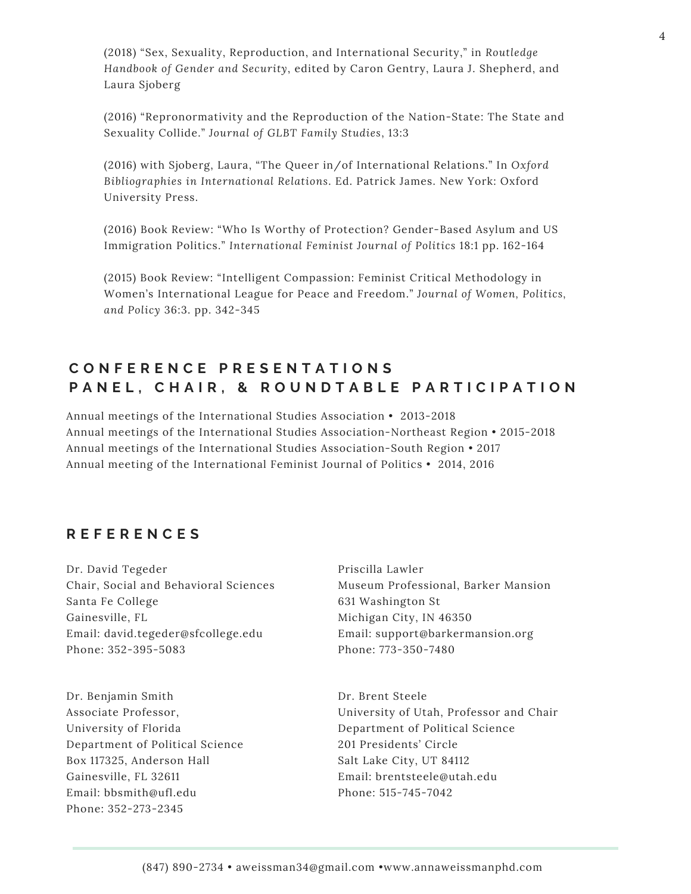(2018) "Sex, Sexuality, Reproduction, and International Security," in *Routledge Handbook of Gender and Security*, edited by Caron Gentry, Laura J. Shepherd, and Laura Sjoberg

(2016) "Repronormativity and the Reproduction of the Nation-State: The State and Sexuality Collide." *Journal of GLBT Family Studies*, 13:3

(2016) with Sjoberg, Laura, "The Queer in/of International Relations." In *Oxford Bibliographies in International Relations*. Ed. Patrick James. New York: Oxford University Press.

(2016) Book Review: "Who Is Worthy of Protection? Gender-Based Asylum and US Immigration Politics." *International Feminist Journal of Politics* 18:1 pp. 162-164

(2015) Book Review: "Intelligent Compassion: Feminist Critical Methodology in Women's International League for Peace and Freedom." *Journal of Women, Politics, and Policy* 36:3. pp. 342-345

## CONFERENCE PRESENTATIONS PANEL, CHAIR, & ROUNDTABLE PARTICIPATION

Annual meetings of the International Studies Association • 2013-2018
Annual meetings of the International Studies Association-Northeast Region • 2015-2018
Annual meetings of the International Studies Association-South Region • 2017
Annual meeting of the International Feminist Journal of Politics • 2014, 2016

## REFERENCES

Dr. David Tegeder
Chair, Social and Behavioral Sciences
Santa Fe College
Gainesville, FL
Email: david.tegeder@sfcollege.edu
Phone: 352-395-5083

Dr. Benjamin Smith
Associate Professor,
University of Florida
Department of Political Science
Box 117325, Anderson Hall
Gainesville, FL 32611
Email: bbsmith@ufl.edu
Phone: 352-273-2345

Priscilla Lawler
Museum Professional, Barker Mansion
631 Washington St
Michigan City, IN 46350
Email: support@barkermansion.org
Phone: 773-350-7480

Dr. Brent Steele
University of Utah, Professor and Chair
Department of Political Science
201 Presidents' Circle
Salt Lake City, UT 84112
Email: brentsteele@utah.edu
Phone: 515-745-7042